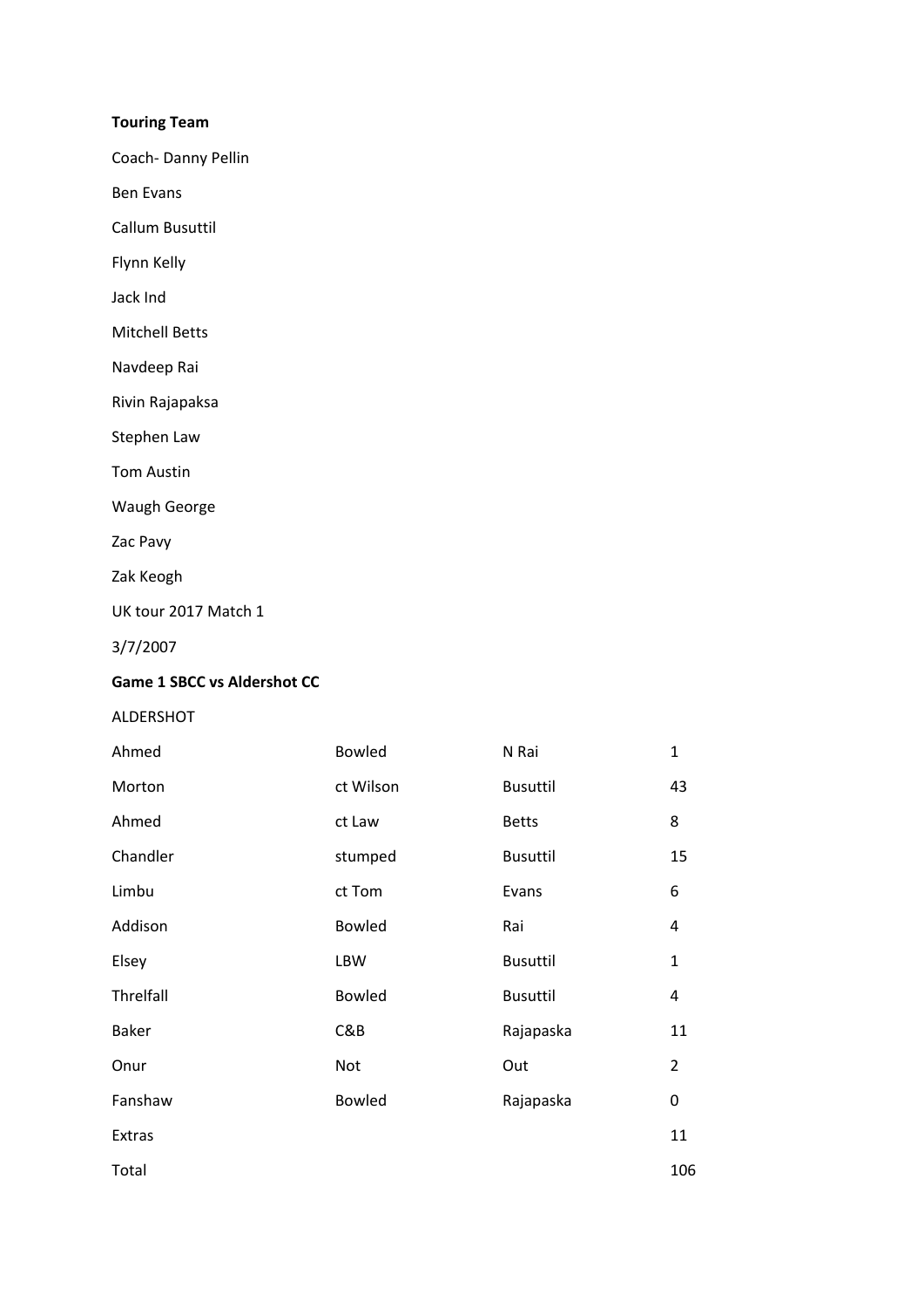**Touring Team**

Coach- Danny Pellin

Ben Evans

Callum Busuttil

Flynn Kelly

Jack Ind

Mitchell Betts

Navdeep Rai

Rivin Rajapaksa

Stephen Law

Tom Austin

Waugh George

Zac Pavy

Zak Keogh

UK tour 2017 Match 1

3/7/2007

**Game 1 SBCC vs Aldershot CC**

ALDERSHOT

| | | | |
|---|---|---|---|
| Ahmed | Bowled | N Rai | 1 |
| Morton | ct Wilson | Busuttil | 43 |
| Ahmed | ct Law | Betts | 8 |
| Chandler | stumped | Busuttil | 15 |
| Limbu | ct Tom | Evans | 6 |
| Addison | Bowled | Rai | 4 |
| Elsey | LBW | Busuttil | 1 |
| Threlfall | Bowled | Busuttil | 4 |
| Baker | C&B | Rajapaska | 11 |
| Onur | Not | Out | 2 |
| Fanshaw | Bowled | Rajapaska | 0 |
| Extras | | | 11 |
| Total | | | 106 |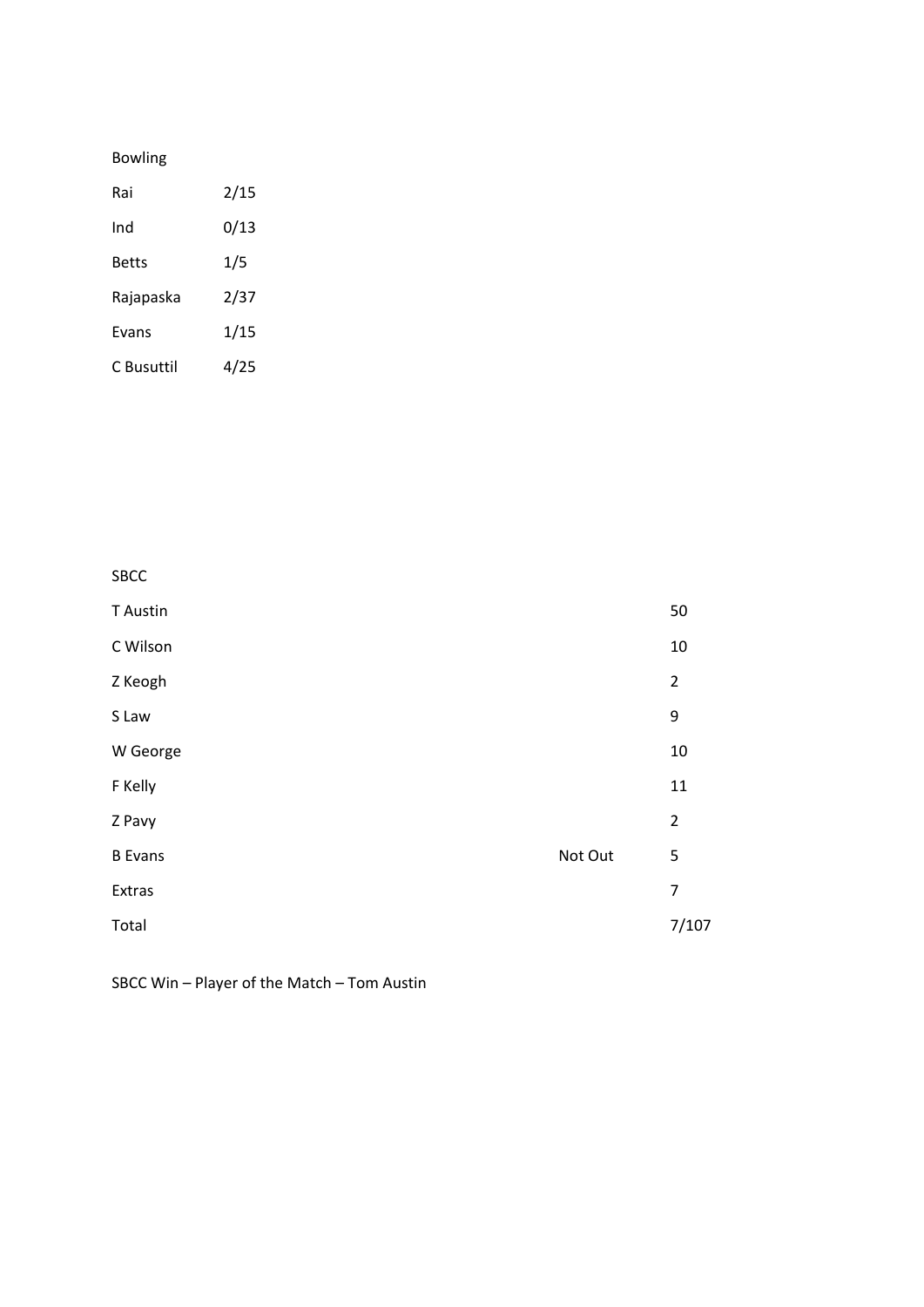Bowling

| | |
|---|---|
| Rai | 2/15 |
| Ind | 0/13 |
| Betts | 1/5 |
| Rajapaska | 2/37 |
| Evans | 1/15 |
| C Busuttil | 4/25 |

SBCC

| | | |
|---|---|---|
| T Austin | | 50 |
| C Wilson | | 10 |
| Z Keogh | | 2 |
| S Law | | 9 |
| W George | | 10 |
| F Kelly | | 11 |
| Z Pavy | | 2 |
| B Evans | Not Out | 5 |
| Extras | | 7 |
| Total | | 7/107 |

SBCC Win – Player of the Match – Tom Austin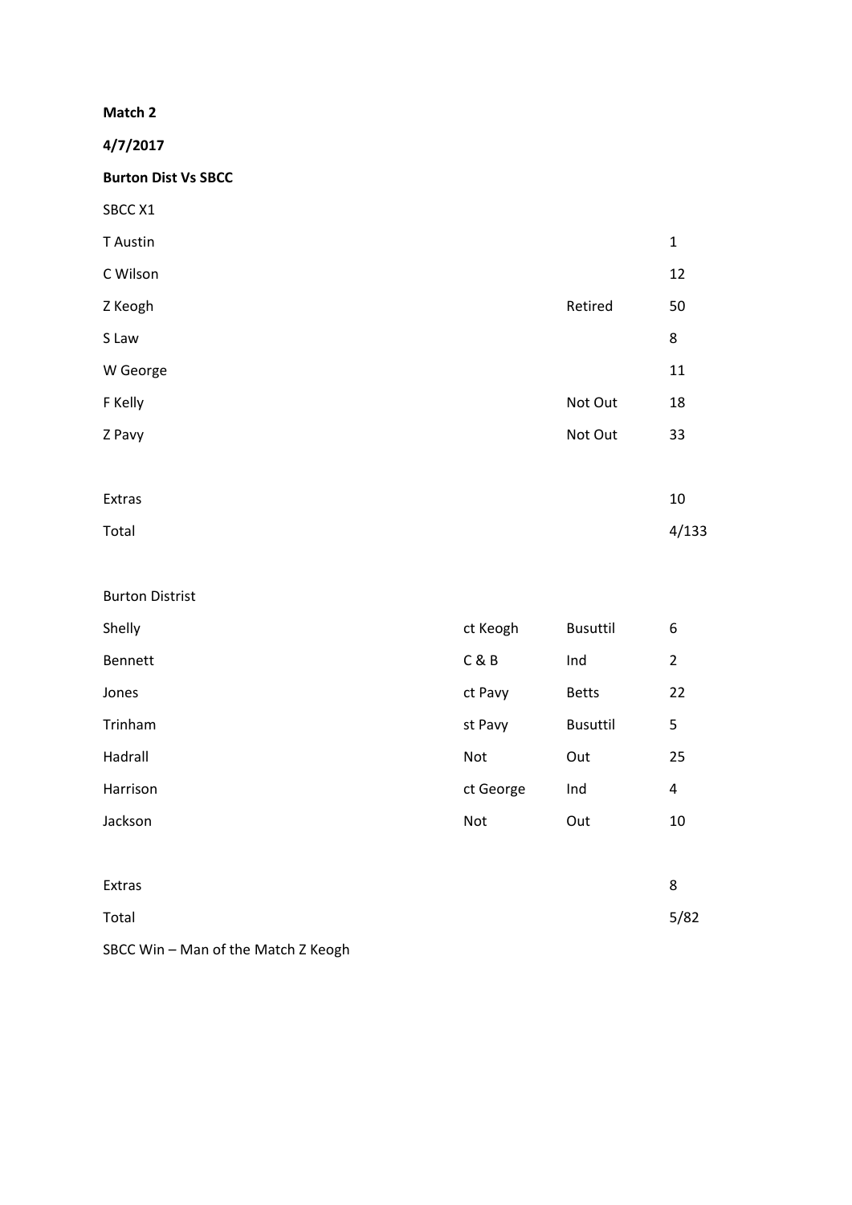**Match 2**

**4/7/2017**

**Burton Dist Vs SBCC**

SBCC X1

| | | |
|---|---|---|
| T Austin | | 1 |
| C Wilson | | 12 |
| Z Keogh | Retired | 50 |
| S Law | | 8 |
| W George | | 11 |
| F Kelly | Not Out | 18 |
| Z Pavy | Not Out | 33 |
| | | |
| Extras | | 10 |
| Total | | 4/133 |

Burton Distrist

| | | | |
|---|---|---|---|
| Shelly | ct Keogh | Busuttil | 6 |
| Bennett | C & B | Ind | 2 |
| Jones | ct Pavy | Betts | 22 |
| Trinham | st Pavy | Busuttil | 5 |
| Hadrall | Not | Out | 25 |
| Harrison | ct George | Ind | 4 |
| Jackson | Not | Out | 10 |
| | | | |
| Extras | | | 8 |
| Total | | | 5/82 |

SBCC Win – Man of the Match Z Keogh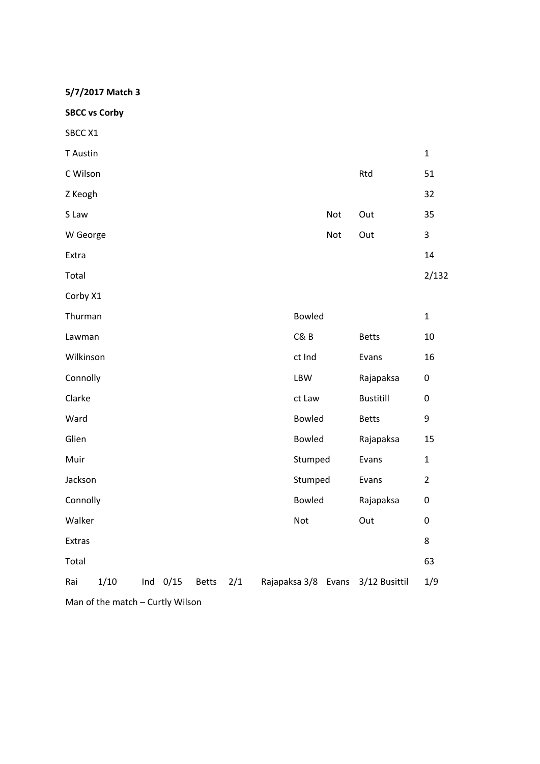**5/7/2017 Match 3**

**SBCC vs Corby**

SBCC X1

| | | | |
|---|---|---|---|
| T Austin | | | 1 |
| C Wilson | | Rtd | 51 |
| Z Keogh | | | 32 |
| S Law | Not | Out | 35 |
| W George | Not | Out | 3 |
| Extra | | | 14 |
| Total | | | 2/132 |

Corby X1

| | | | |
|---|---|---|---|
| Thurman | Bowled | | 1 |
| Lawman | C& B | Betts | 10 |
| Wilkinson | ct Ind | Evans | 16 |
| Connolly | LBW | Rajapaksa | 0 |
| Clarke | ct Law | Bustitill | 0 |
| Ward | Bowled | Betts | 9 |
| Glien | Bowled | Rajapaksa | 15 |
| Muir | Stumped | Evans | 1 |
| Jackson | Stumped | Evans | 2 |
| Connolly | Bowled | Rajapaksa | 0 |
| Walker | Not | Out | 0 |
| Extras | | | 8 |
| Total | | | 63 |

Rai 1/10 Ind 0/15 Betts 2/1 Rajapaksa 3/8 Evans 3/12 Busittil 1/9

Man of the match – Curtly Wilson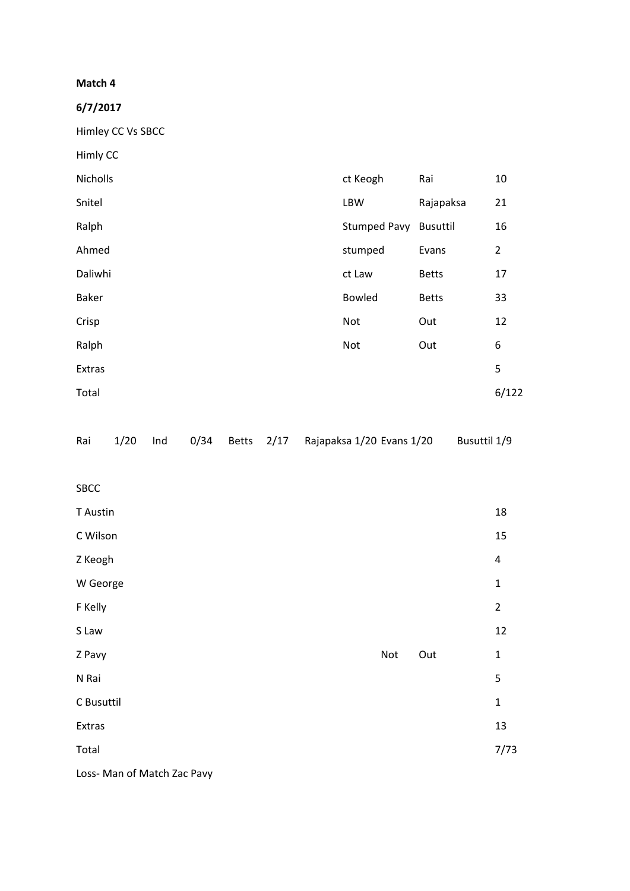**Match 4**

**6/7/2017**

Himley CC Vs SBCC

Himly CC

| | | | |
|---|---|---|---|
| Nicholls | ct Keogh | Rai | 10 |
| Snitel | LBW | Rajapaksa | 21 |
| Ralph | Stumped Pavy | Busuttil | 16 |
| Ahmed | stumped | Evans | 2 |
| Daliwhi | ct Law | Betts | 17 |
| Baker | Bowled | Betts | 33 |
| Crisp | Not | Out | 12 |
| Ralph | Not | Out | 6 |
| Extras | | | 5 |
| Total | | | 6/122 |

Rai 1/20 Ind 0/34 Betts 2/17 Rajapaksa 1/20 Evans 1/20 Busuttil 1/9

SBCC

| | | | |
|---|---|---|---|
| T Austin | | | 18 |
| C Wilson | | | 15 |
| Z Keogh | | | 4 |
| W George | | | 1 |
| F Kelly | | | 2 |
| S Law | | | 12 |
| Z Pavy | Not | Out | 1 |
| N Rai | | | 5 |
| C Busuttil | | | 1 |
| Extras | | | 13 |
| Total | | | 7/73 |

Loss- Man of Match Zac Pavy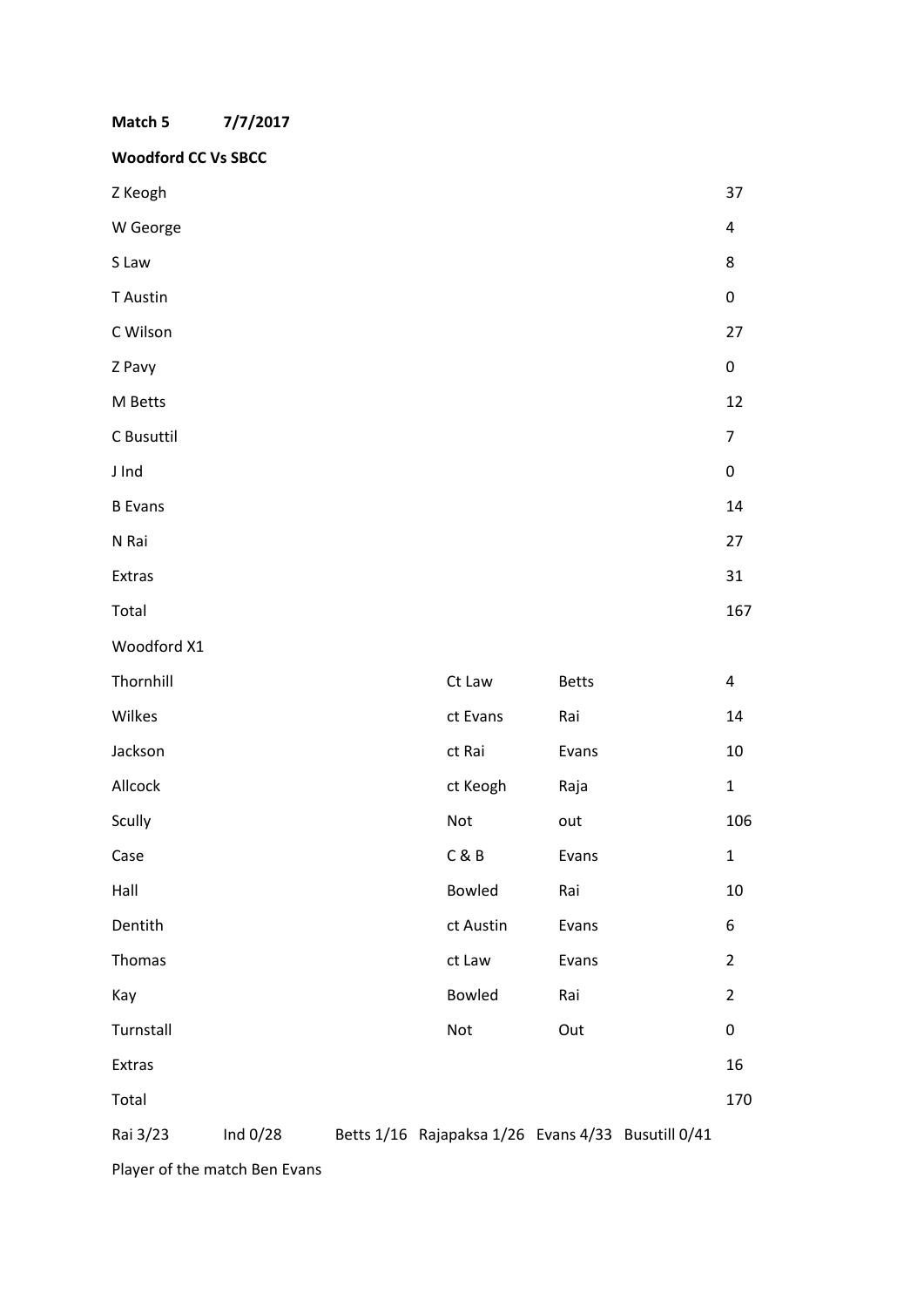**Match 5** **7/7/2017**

**Woodford CC Vs SBCC**

| | | | |
|---|---|---|---|
| Z Keogh | | | 37 |
| W George | | | 4 |
| S Law | | | 8 |
| T Austin | | | 0 |
| C Wilson | | | 27 |
| Z Pavy | | | 0 |
| M Betts | | | 12 |
| C Busuttil | | | 7 |
| J Ind | | | 0 |
| B Evans | | | 14 |
| N Rai | | | 27 |
| Extras | | | 31 |
| Total | | | 167 |

Woodford X1

| | | | |
|---|---|---|---|
| Thornhill | Ct Law | Betts | 4 |
| Wilkes | ct Evans | Rai | 14 |
| Jackson | ct Rai | Evans | 10 |
| Allcock | ct Keogh | Raja | 1 |
| Scully | Not | out | 106 |
| Case | C & B | Evans | 1 |
| Hall | Bowled | Rai | 10 |
| Dentith | ct Austin | Evans | 6 |
| Thomas | ct Law | Evans | 2 |
| Kay | Bowled | Rai | 2 |
| Turnstall | Not | Out | 0 |
| Extras | | | 16 |
| Total | | | 170 |

Rai 3/23 Ind 0/28 Betts 1/16 Rajapaksa 1/26 Evans 4/33 Busutill 0/41

Player of the match Ben Evans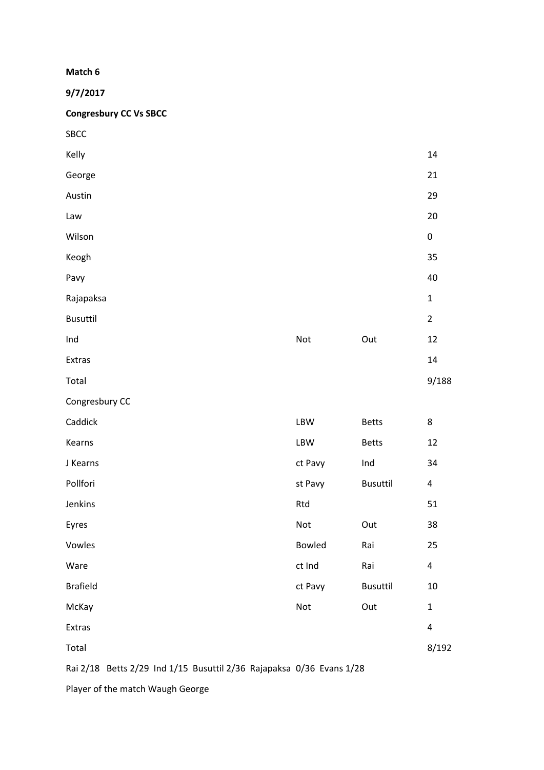**Match 6**

**9/7/2017**

**Congresbury CC Vs SBCC**

| SBCC | | | |
|---|---|---|---|
| Kelly | | | 14 |
| George | | | 21 |
| Austin | | | 29 |
| Law | | | 20 |
| Wilson | | | 0 |
| Keogh | | | 35 |
| Pavy | | | 40 |
| Rajapaksa | | | 1 |
| Busuttil | | | 2 |
| Ind | Not | Out | 12 |
| Extras | | | 14 |
| Total | | | 9/188 |

| Congresbury CC | | | |
|---|---|---|---|
| Caddick | LBW | Betts | 8 |
| Kearns | LBW | Betts | 12 |
| J Kearns | ct Pavy | Ind | 34 |
| Pollfori | st Pavy | Busuttil | 4 |
| Jenkins | Rtd | | 51 |
| Eyres | Not | Out | 38 |
| Vowles | Bowled | Rai | 25 |
| Ware | ct Ind | Rai | 4 |
| Brafield | ct Pavy | Busuttil | 10 |
| McKay | Not | Out | 1 |
| Extras | | | 4 |
| Total | | | 8/192 |

Rai 2/18 Betts 2/29 Ind 1/15 Busuttil 2/36 Rajapaksa 0/36 Evans 1/28

Player of the match Waugh George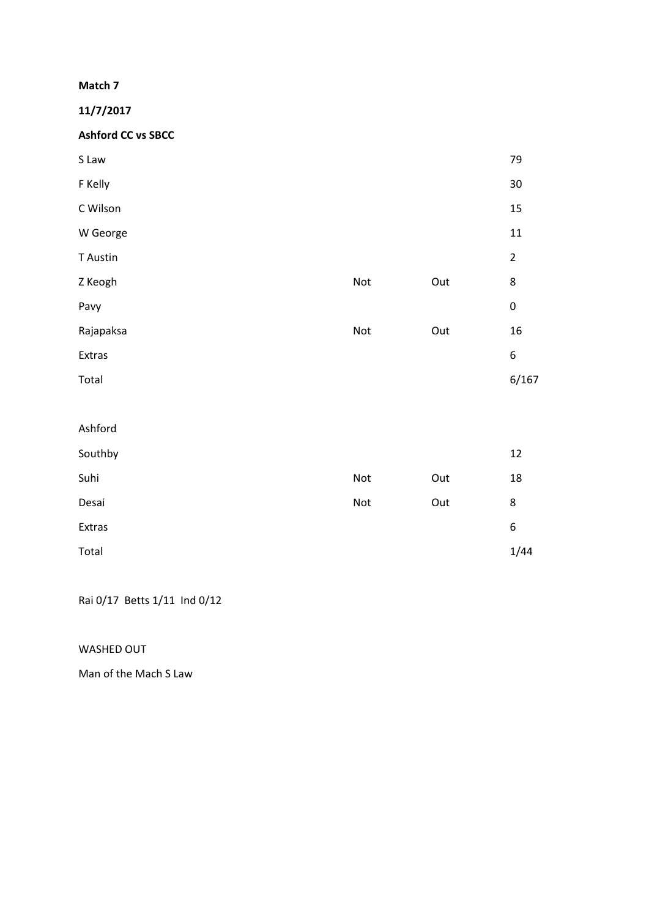**Match 7**

**11/7/2017**

**Ashford CC vs SBCC**

| | | | |
|---|---|---|---|
| S Law | | | 79 |
| F Kelly | | | 30 |
| C Wilson | | | 15 |
| W George | | | 11 |
| T Austin | | | 2 |
| Z Keogh | Not | Out | 8 |
| Pavy | | | 0 |
| Rajapaksa | Not | Out | 16 |
| Extras | | | 6 |
| Total | | | 6/167 |

Ashford

| | | | |
|---|---|---|---|
| Southby | | | 12 |
| Suhi | Not | Out | 18 |
| Desai | Not | Out | 8 |
| Extras | | | 6 |
| Total | | | 1/44 |

Rai 0/17 Betts 1/11 Ind 0/12

WASHED OUT

Man of the Mach S Law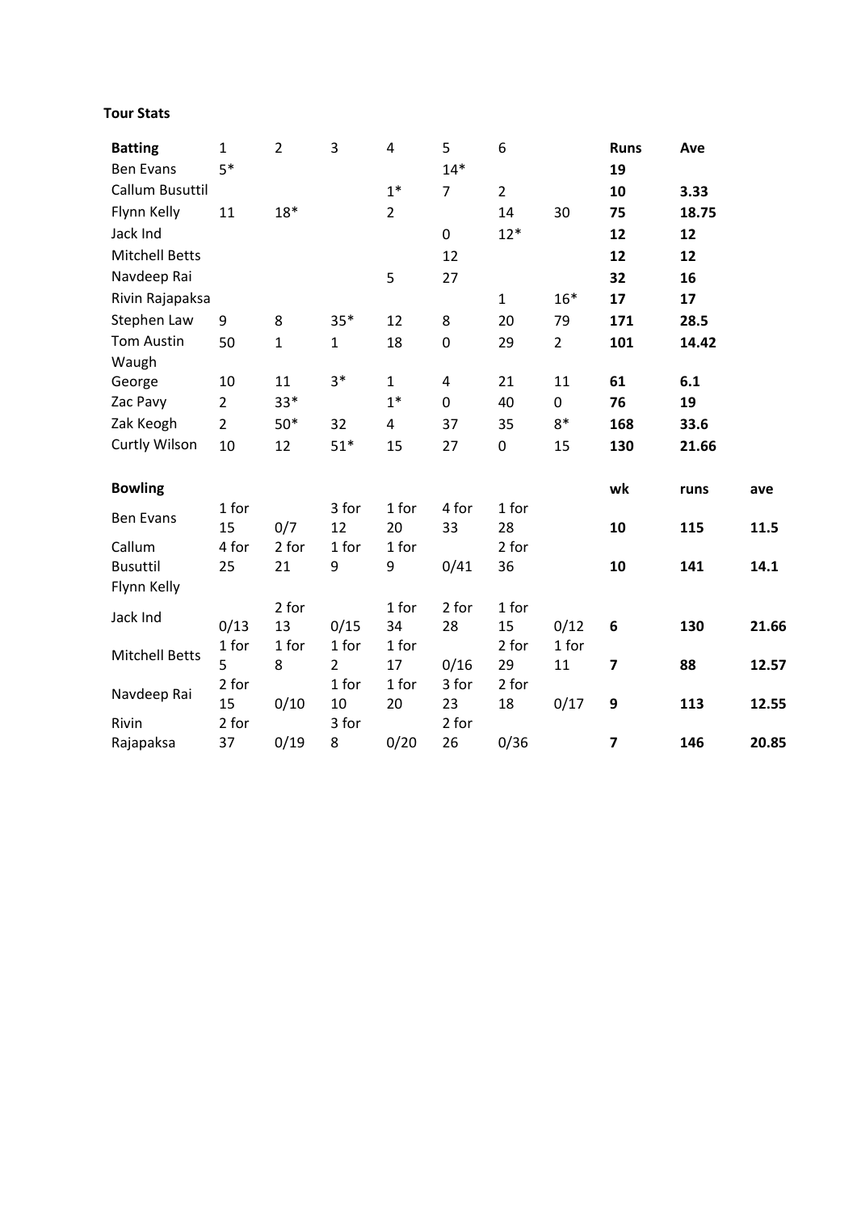**Tour Stats**

| **Batting** | 1 | 2 | 3 | 4 | 5 | 6 | | **Runs** | **Ave** | |
|---|---|---|---|---|---|---|---|---|---|---|
| Ben Evans | 5* | | | | 14* | | | **19** | | |
| Callum Busuttil | | | | 1* | 7 | 2 | | **10** | **3.33** | |
| Flynn Kelly | 11 | 18* | | 2 | | 14 | 30 | **75** | **18.75** | |
| Jack Ind | | | | | 0 | 12* | | **12** | **12** | |
| Mitchell Betts | | | | | 12 | | | **12** | **12** | |
| Navdeep Rai | | | | 5 | 27 | | | **32** | **16** | |
| Rivin Rajapaksa | | | | | | 1 | 16* | **17** | **17** | |
| Stephen Law | 9 | 8 | 35* | 12 | 8 | 20 | 79 | **171** | **28.5** | |
| Tom Austin | 50 | 1 | 1 | 18 | 0 | 29 | 2 | **101** | **14.42** | |
| Waugh George | 10 | 11 | 3* | 1 | 4 | 21 | 11 | **61** | **6.1** | |
| Zac Pavy | 2 | 33* | | 1* | 0 | 40 | 0 | **76** | **19** | |
| Zak Keogh | 2 | 50* | 32 | 4 | 37 | 35 | 8* | **168** | **33.6** | |
| Curtly Wilson | 10 | 12 | 51* | 15 | 27 | 0 | 15 | **130** | **21.66** | |
| **Bowling** | | | | | | | | **wk** | **runs** | **ave** |
| Ben Evans | 1 for 15 | 0/7 | 3 for 12 | 1 for 20 | 4 for 33 | 1 for 28 | | **10** | **115** | **11.5** |
| Callum Busuttil | 4 for 25 | 2 for 21 | 1 for 9 | 1 for 9 | 0/41 | 2 for 36 | | **10** | **141** | **14.1** |
| Flynn Kelly | | | | | | | | | | |
| Jack Ind | 0/13 | 2 for 13 | 0/15 | 1 for 34 | 2 for 28 | 1 for 15 | 0/12 | **6** | **130** | **21.66** |
| Mitchell Betts | 1 for 5 | 1 for 8 | 1 for 2 | 1 for 17 | 0/16 | 2 for 29 | 1 for 11 | **7** | **88** | **12.57** |
| Navdeep Rai | 2 for 15 | 0/10 | 1 for 10 | 1 for 20 | 3 for 23 | 2 for 18 | 0/17 | **9** | **113** | **12.55** |
| Rivin Rajapaksa | 2 for 37 | 0/19 | 3 for 8 | 0/20 | 2 for 26 | 0/36 | | **7** | **146** | **20.85** |